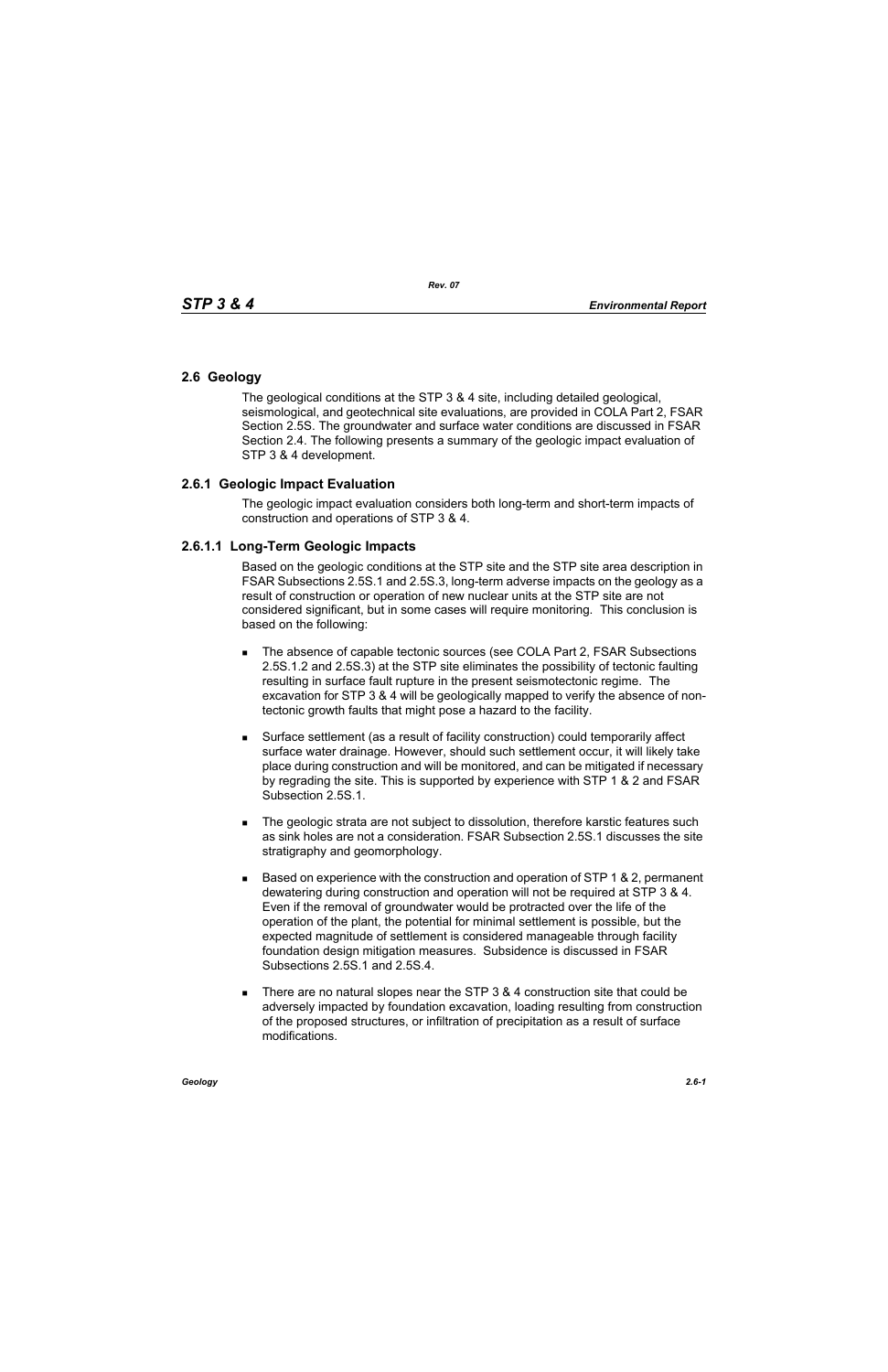## 2.6 Geology

The geological conditions at the STP 3 & 4 site, including detailed geological, seismological, and geotechnical site evaluations, are provided in COLA Part 2, FSAR Section 2.5S. The groundwater and surface water conditions are discussed in FSAR Section 2.4. The following presents a summary of the geologic impact evaluation of STP 3 & 4 development.

### 2.6.1 Geologic Impact Evaluation

The geologic impact evaluation considers both long-term and short-term impacts of construction and operations of STP 3 & 4.

#### 2.6.1.1 Long-Term Geologic Impacts

Based on the geologic conditions at the STP site and the STP site area description in FSAR Subsections 2.5S.1 and 2.5S.3, long-term adverse impacts on the geology as a result of construction or operation of new nuclear units at the STP site are not considered significant, but in some cases will require monitoring. This conclusion is based on the following:

- The absence of capable tectonic sources (see COLA Part 2, FSAR Subsections 2.5S.1.2 and 2.5S.3) at the STP site eliminates the possibility of tectonic faulting resulting in surface fault rupture in the present seismotectonic regime. The excavation for STP 3 & 4 will be geologically mapped to verify the absence of non-tectonic growth faults that might pose a hazard to the facility.
- Surface settlement (as a result of facility construction) could temporarily affect surface water drainage. However, should such settlement occur, it will likely take place during construction and will be monitored, and can be mitigated if necessary by regrading the site. This is supported by experience with STP 1 & 2 and FSAR Subsection 2.5S.1.
- The geologic strata are not subject to dissolution, therefore karstic features such as sink holes are not a consideration. FSAR Subsection 2.5S.1 discusses the site stratigraphy and geomorphology.
- Based on experience with the construction and operation of STP 1 & 2, permanent dewatering during construction and operation will not be required at STP 3 & 4. Even if the removal of groundwater would be protracted over the life of the operation of the plant, the potential for minimal settlement is possible, but the expected magnitude of settlement is considered manageable through facility foundation design mitigation measures. Subsidence is discussed in FSAR Subsections 2.5S.1 and 2.5S.4.
- There are no natural slopes near the STP 3 & 4 construction site that could be adversely impacted by foundation excavation, loading resulting from construction of the proposed structures, or infiltration of precipitation as a result of surface modifications.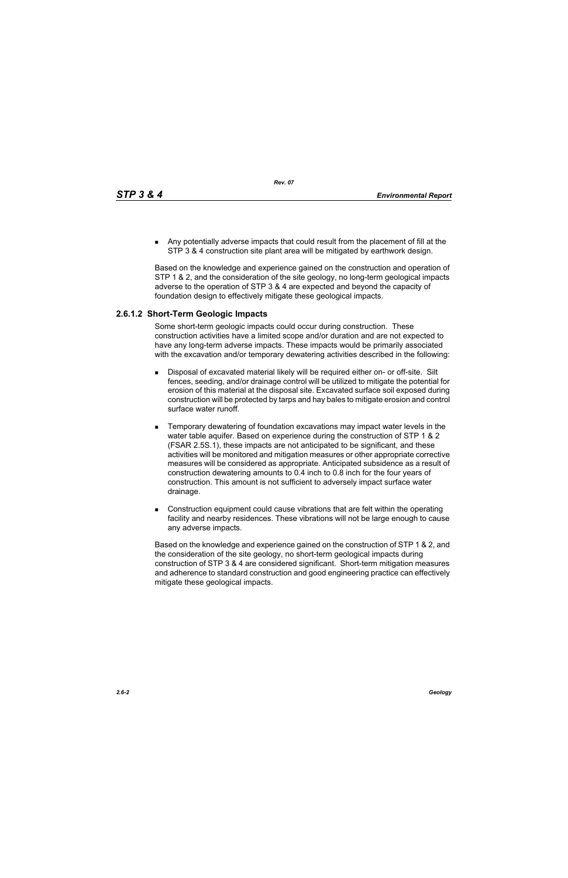- Any potentially adverse impacts that could result from the placement of fill at the STP 3 & 4 construction site plant area will be mitigated by earthwork design.

Based on the knowledge and experience gained on the construction and operation of STP 1 & 2, and the consideration of the site geology, no long-term geological impacts adverse to the operation of STP 3 & 4 are expected and beyond the capacity of foundation design to effectively mitigate these geological impacts.

### 2.6.1.2 Short-Term Geologic Impacts

Some short-term geologic impacts could occur during construction. These construction activities have a limited scope and/or duration and are not expected to have any long-term adverse impacts. These impacts would be primarily associated with the excavation and/or temporary dewatering activities described in the following:

- Disposal of excavated material likely will be required either on- or off-site. Silt fences, seeding, and/or drainage control will be utilized to mitigate the potential for erosion of this material at the disposal site. Excavated surface soil exposed during construction will be protected by tarps and hay bales to mitigate erosion and control surface water runoff.

- Temporary dewatering of foundation excavations may impact water levels in the water table aquifer. Based on experience during the construction of STP 1 & 2 (FSAR 2.5S.1), these impacts are not anticipated to be significant, and these activities will be monitored and mitigation measures or other appropriate corrective measures will be considered as appropriate. Anticipated subsidence as a result of construction dewatering amounts to 0.4 inch to 0.8 inch for the four years of construction. This amount is not sufficient to adversely impact surface water drainage.

- Construction equipment could cause vibrations that are felt within the operating facility and nearby residences. These vibrations will not be large enough to cause any adverse impacts.

Based on the knowledge and experience gained on the construction of STP 1 & 2, and the consideration of the site geology, no short-term geological impacts during construction of STP 3 & 4 are considered significant. Short-term mitigation measures and adherence to standard construction and good engineering practice can effectively mitigate these geological impacts.